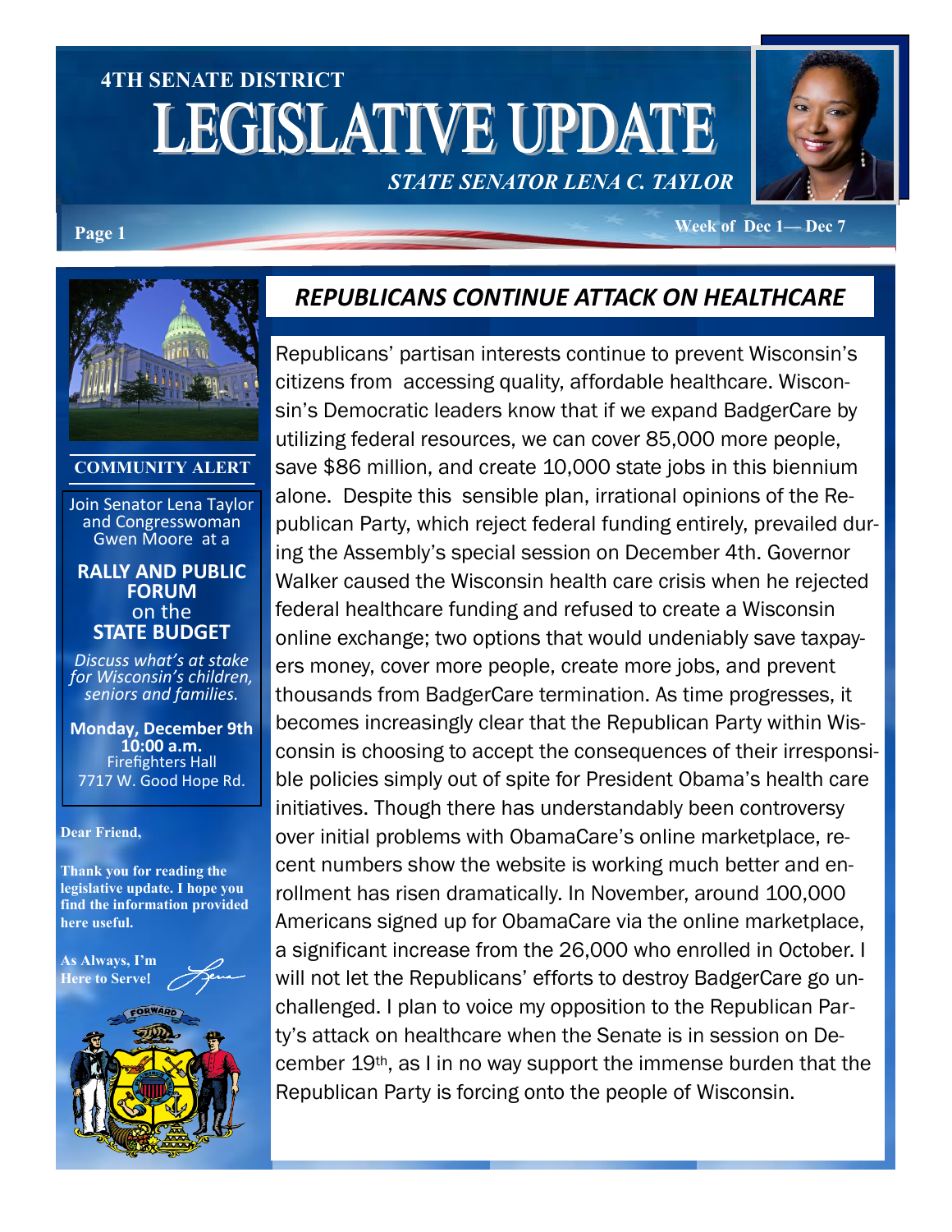# 4TH SENATE DISTRICT LEGISLATIVE UPDATE

*STATE SENATOR LENA C. TAYLOR*

Week of Dec 1— Dec 7

## REPUBLICANS CONTINUE ATTACK ON HEALTHCARE

Republicans' partisan interests continue to prevent Wisconsin's citizens from accessing quality, affordable healthcare. Wisconsin's Democratic leaders know that if we expand BadgerCare by utilizing federal resources, we can cover 85,000 more people, save $86 million, and create 10,000 state jobs in this biennium alone. Despite this sensible plan, irrational opinions of the Republican Party, which reject federal funding entirely, prevailed during the Assembly's special session on December 4th. Governor Walker caused the Wisconsin health care crisis when he rejected federal healthcare funding and refused to create a Wisconsin online exchange; two options that would undeniably save taxpayers money, cover more people, create more jobs, and prevent thousands from BadgerCare termination. As time progresses, it becomes increasingly clear that the Republican Party within Wisconsin is choosing to accept the consequences of their irresponsible policies simply out of spite for President Obama's health care initiatives. Though there has understandably been controversy over initial problems with ObamaCare's online marketplace, recent numbers show the website is working much better and enrollment has risen dramatically. In November, around 100,000 Americans signed up for ObamaCare via the online marketplace, a significant increase from the 26,000 who enrolled in October. I will not let the Republicans' efforts to destroy BadgerCare go unchallenged. I plan to voice my opposition to the Republican Party's attack on healthcare when the Senate is in session on December 19th, as I in no way support the immense burden that the Republican Party is forcing onto the people of Wisconsin.

### COMMUNITY ALERT

Join Senator Lena Taylor and Congresswoman Gwen Moore at a

**RALLY AND PUBLIC FORUM** on the **STATE BUDGET**

*Discuss what's at stake for Wisconsin's children, seniors and families.*

**Monday, December 9th**
**10:00 a.m.**
Firefighters Hall
7717 W. Good Hope Rd.

**Dear Friend,**

**Thank you for reading the legislative update. I hope you find the information provided here useful.**

**As Always, I'm Here to Serve!**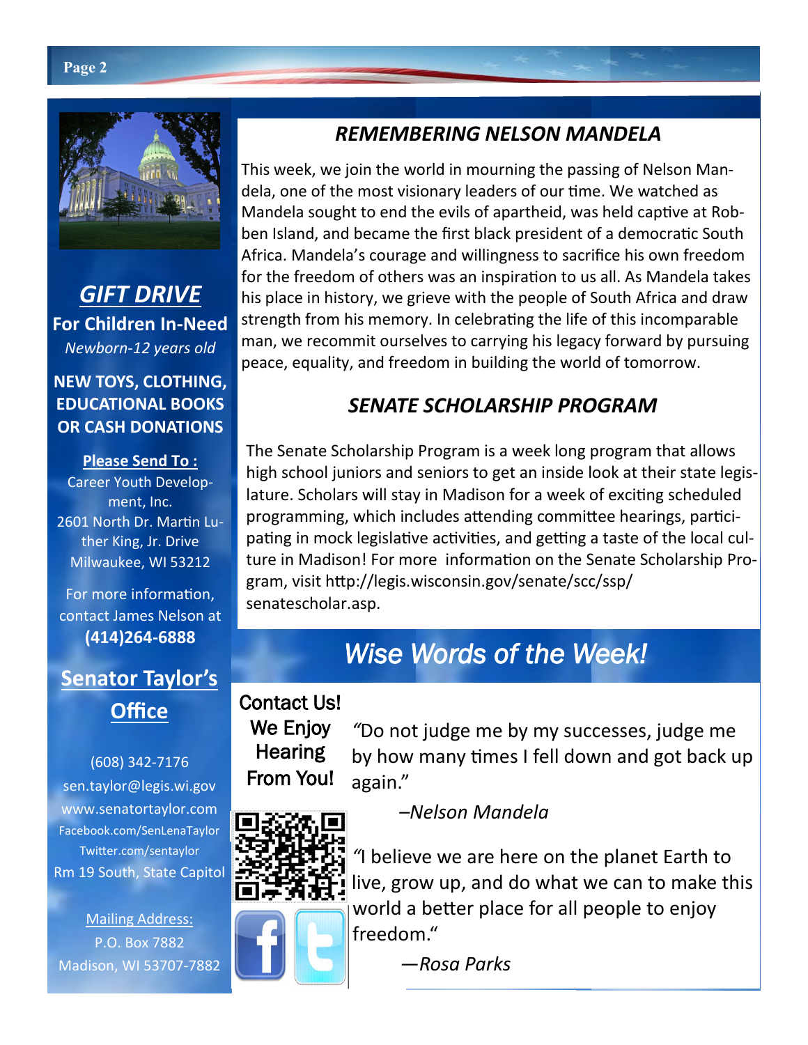## *GIFT DRIVE*

**For Children In-Need**

*Newborn-12 years old*

**NEW TOYS, CLOTHING, EDUCATIONAL BOOKS OR CASH DONATIONS**

**Please Send To :**

Career Youth Development, Inc.
2601 North Dr. Martin Luther King, Jr. Drive
Milwaukee, WI 53212

For more information, contact James Nelson at **(414)264-6888**

## Senator Taylor's Office

(608) 342-7176
sen.taylor@legis.wi.gov
www.senatortaylor.com
Facebook.com/SenLenaTaylor
Twitter.com/sentaylor
Rm 19 South, State Capitol

Mailing Address:
P.O. Box 7882
Madison, WI 53707-7882

## *REMEMBERING NELSON MANDELA*

This week, we join the world in mourning the passing of Nelson Mandela, one of the most visionary leaders of our time. We watched as Mandela sought to end the evils of apartheid, was held captive at Robben Island, and became the first black president of a democratic South Africa. Mandela's courage and willingness to sacrifice his own freedom for the freedom of others was an inspiration to us all. As Mandela takes his place in history, we grieve with the people of South Africa and draw strength from his memory. In celebrating the life of this incomparable man, we recommit ourselves to carrying his legacy forward by pursuing peace, equality, and freedom in building the world of tomorrow.

## *SENATE SCHOLARSHIP PROGRAM*

The Senate Scholarship Program is a week long program that allows high school juniors and seniors to get an inside look at their state legislature. Scholars will stay in Madison for a week of exciting scheduled programming, which includes attending committee hearings, participating in mock legislative activities, and getting a taste of the local culture in Madison! For more information on the Senate Scholarship Program, visit http://legis.wisconsin.gov/senate/scc/ssp/senatescholar.asp.

## *Wise Words of the Week!*

Contact Us! We Enjoy Hearing From You!

*"*Do not judge me by my successes, judge me by how many times I fell down and got back up again."

–*Nelson Mandela*

*"*I believe we are here on the planet Earth to live, grow up, and do what we can to make this world a better place for all people to enjoy freedom."

—*Rosa Parks*